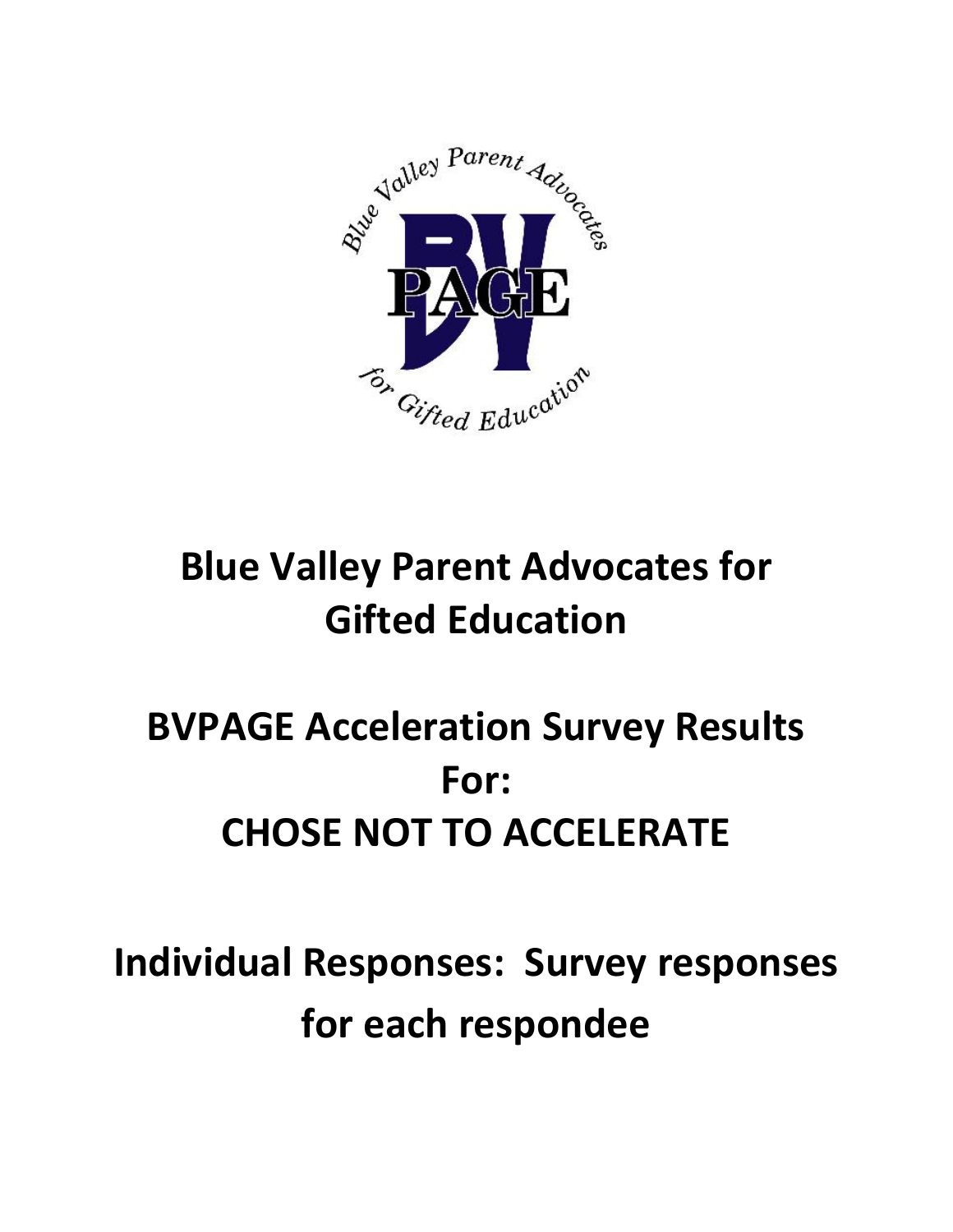Blue Valley Parent Advocates for Gifted Education

BV PAGE

# Blue Valley Parent Advocates for Gifted Education

# BVPAGE Acceleration Survey Results For: CHOSE NOT TO ACCELERATE

# Individual Responses: Survey responses for each respondee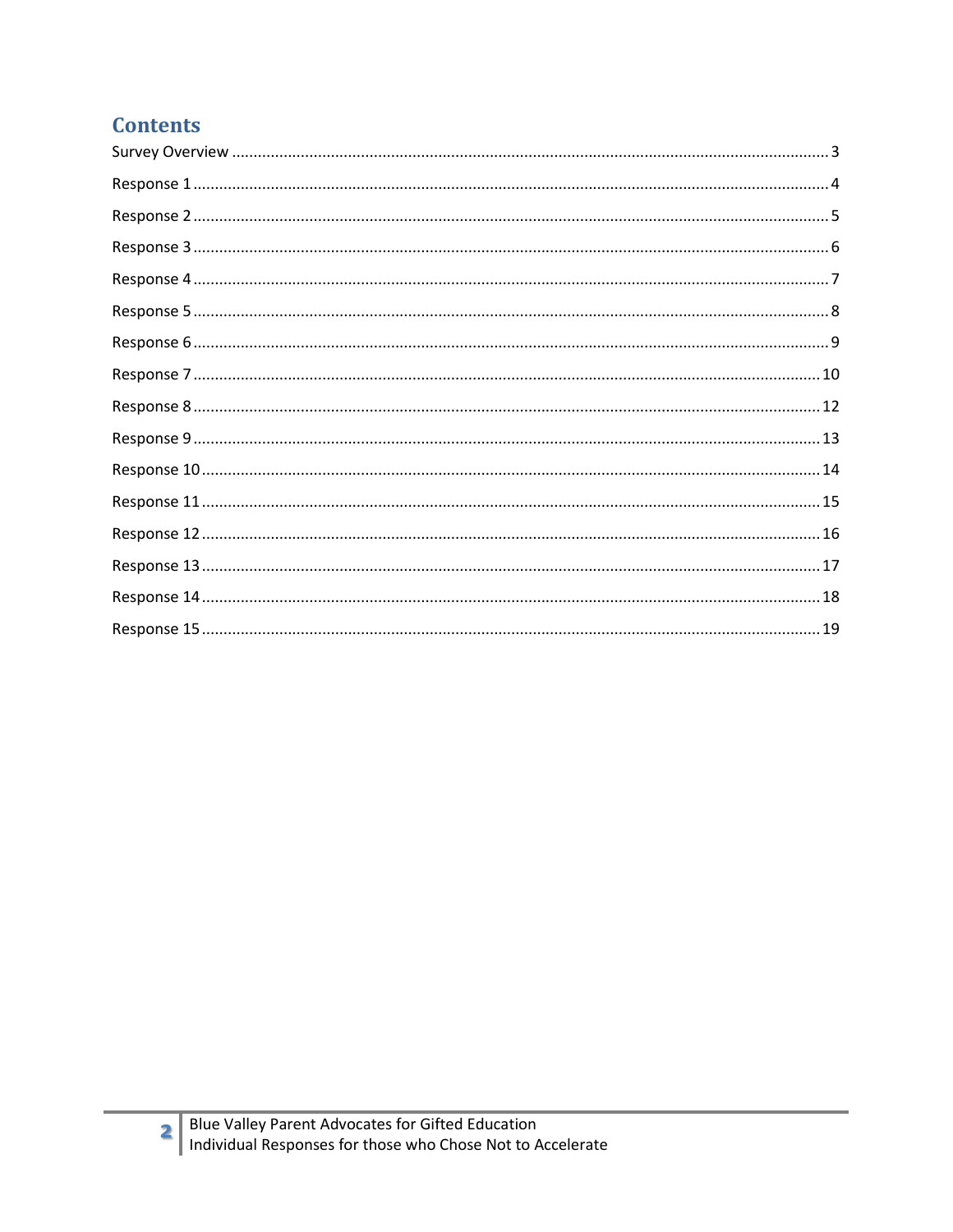# Contents

Survey Overview ........................................................................................................................................ 3

Response 1 ................................................................................................................................................ 4

Response 2 ................................................................................................................................................ 5

Response 3 ................................................................................................................................................ 6

Response 4 ................................................................................................................................................ 7

Response 5 ................................................................................................................................................ 8

Response 6 ................................................................................................................................................ 9

Response 7 .............................................................................................................................................. 10

Response 8 .............................................................................................................................................. 12

Response 9 .............................................................................................................................................. 13

Response 10 ............................................................................................................................................ 14

Response 11 ............................................................................................................................................ 15

Response 12 ............................................................................................................................................ 16

Response 13 ............................................................................................................................................ 17

Response 14 ............................................................................................................................................ 18

Response 15 ............................................................................................................................................ 19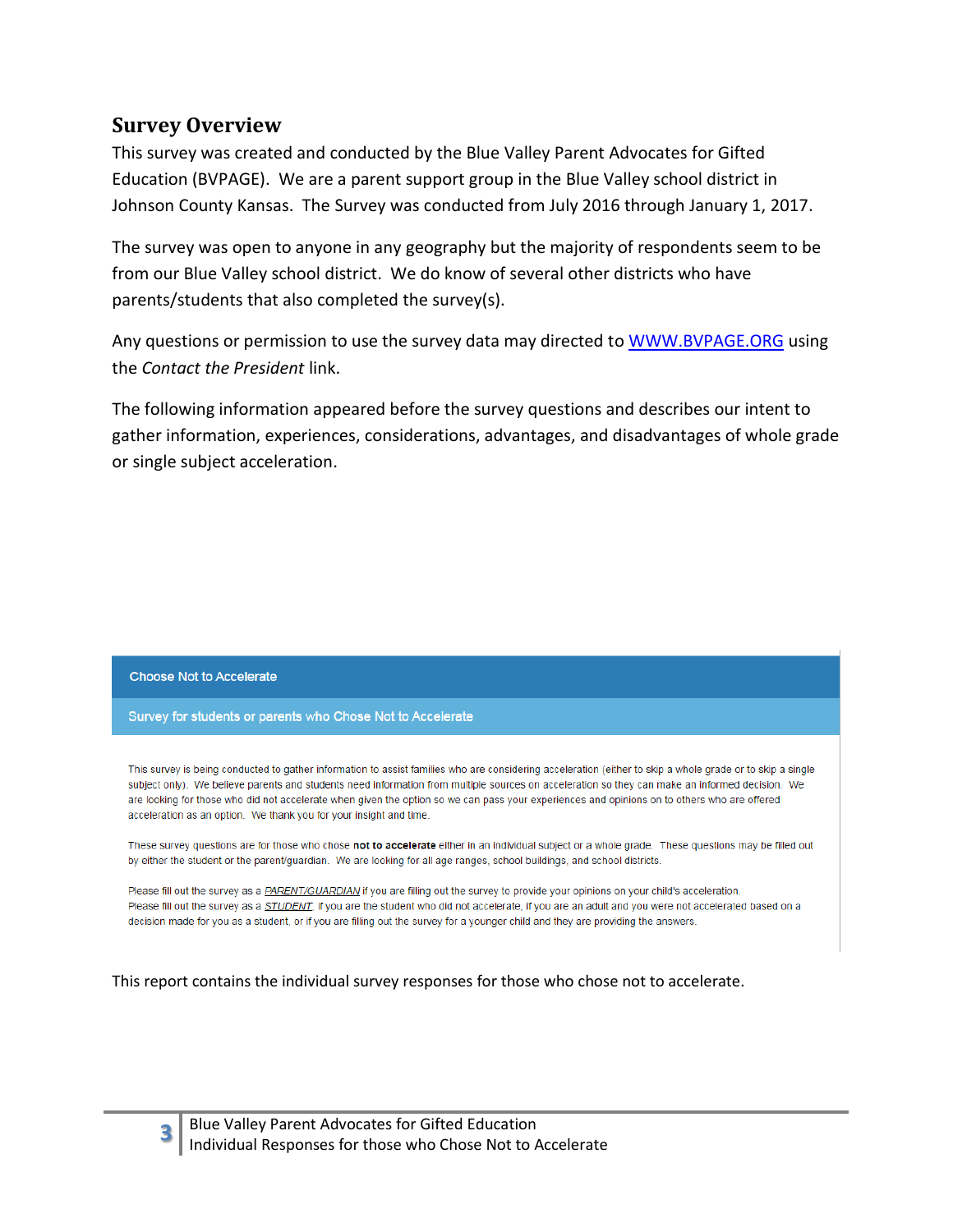## Survey Overview

This survey was created and conducted by the Blue Valley Parent Advocates for Gifted Education (BVPAGE). We are a parent support group in the Blue Valley school district in Johnson County Kansas. The Survey was conducted from July 2016 through January 1, 2017.

The survey was open to anyone in any geography but the majority of respondents seem to be from our Blue Valley school district. We do know of several other districts who have parents/students that also completed the survey(s).

Any questions or permission to use the survey data may directed to [WWW.BVPAGE.ORG](http://WWW.BVPAGE.ORG) using the *Contact the President* link.

The following information appeared before the survey questions and describes our intent to gather information, experiences, considerations, advantages, and disadvantages of whole grade or single subject acceleration.

### Choose Not to Accelerate

#### Survey for students or parents who Chose Not to Accelerate

This survey is being conducted to gather information to assist families who are considering acceleration (either to skip a whole grade or to skip a single subject only). We believe parents and students need information from multiple sources on acceleration so they can make an informed decision. We are looking for those who did not accelerate when given the option so we can pass your experiences and opinions on to others who are offered acceleration as an option. We thank you for your insight and time.

These survey questions are for those who chose **not to accelerate** either in an individual subject or a whole grade. These questions may be filled out by either the student or the parent/guardian. We are looking for all age ranges, school buildings, and school districts.

Please fill out the survey as a *PARENT/GUARDIAN* if you are filling out the survey to provide your opinions on your child's acceleration.
Please fill out the survey as a *STUDENT* if you are the student who did not accelerate, if you are an adult and you were not accelerated based on a decision made for you as a student, or if you are filling out the survey for a younger child and they are providing the answers.

This report contains the individual survey responses for those who chose not to accelerate.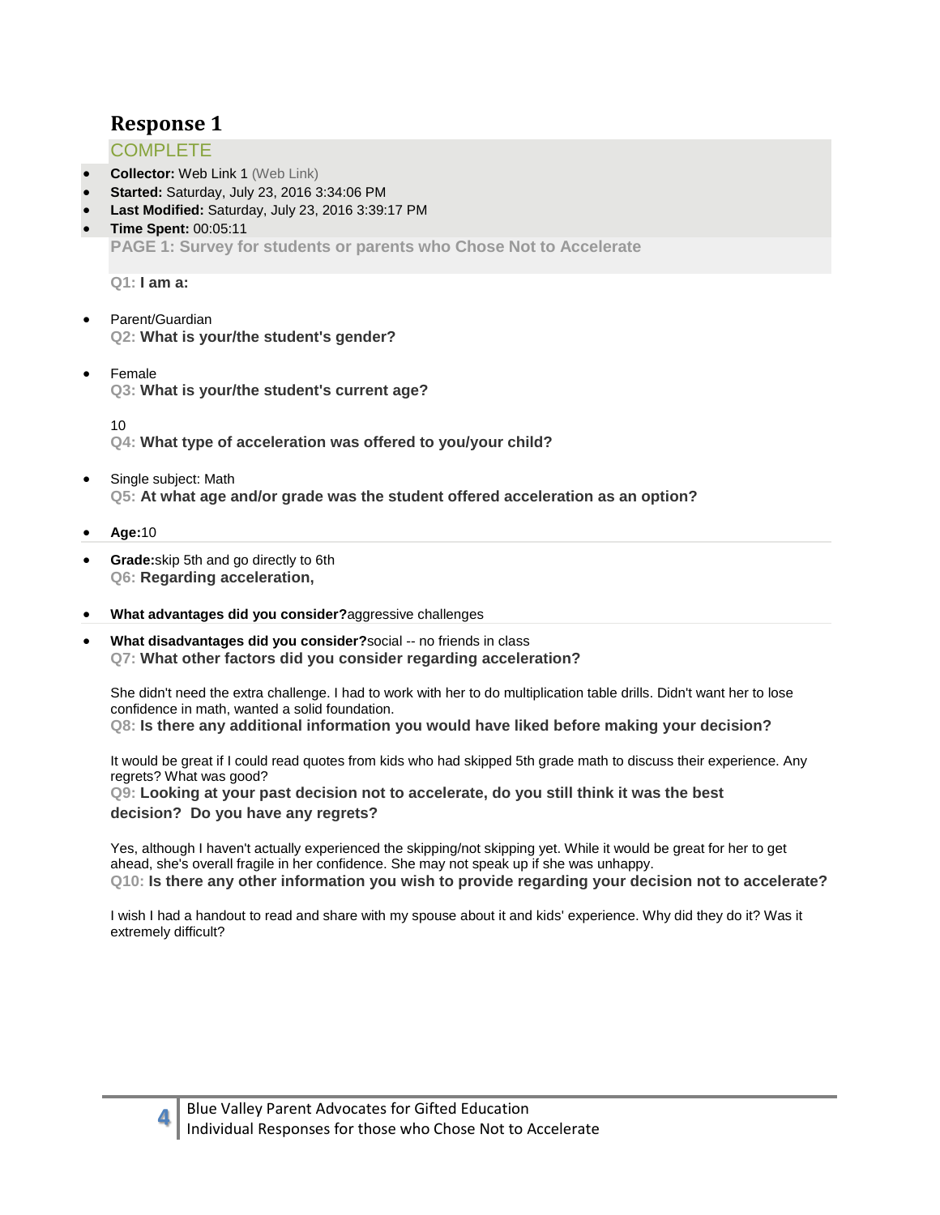## Response 1

COMPLETE

- **Collector:** Web Link 1 (Web Link)
- **Started:** Saturday, July 23, 2016 3:34:06 PM
- **Last Modified:** Saturday, July 23, 2016 3:39:17 PM
- **Time Spent:** 00:05:11

**PAGE 1: Survey for students or parents who Chose Not to Accelerate**

**Q1: I am a:**

- Parent/Guardian

**Q2: What is your/the student's gender?**

- Female

**Q3: What is your/the student's current age?**

10

**Q4: What type of acceleration was offered to you/your child?**

- Single subject: Math

**Q5: At what age and/or grade was the student offered acceleration as an option?**

- **Age:**10
- **Grade:**skip 5th and go directly to 6th

**Q6: Regarding acceleration,**

- **What advantages did you consider?**aggressive challenges
- **What disadvantages did you consider?**social -- no friends in class

**Q7: What other factors did you consider regarding acceleration?**

She didn't need the extra challenge. I had to work with her to do multiplication table drills. Didn't want her to lose confidence in math, wanted a solid foundation.

**Q8: Is there any additional information you would have liked before making your decision?**

It would be great if I could read quotes from kids who had skipped 5th grade math to discuss their experience. Any regrets? What was good?

**Q9: Looking at your past decision not to accelerate, do you still think it was the best decision? Do you have any regrets?**

Yes, although I haven't actually experienced the skipping/not skipping yet. While it would be great for her to get ahead, she's overall fragile in her confidence. She may not speak up if she was unhappy.

**Q10: Is there any other information you wish to provide regarding your decision not to accelerate?**

I wish I had a handout to read and share with my spouse about it and kids' experience. Why did they do it? Was it extremely difficult?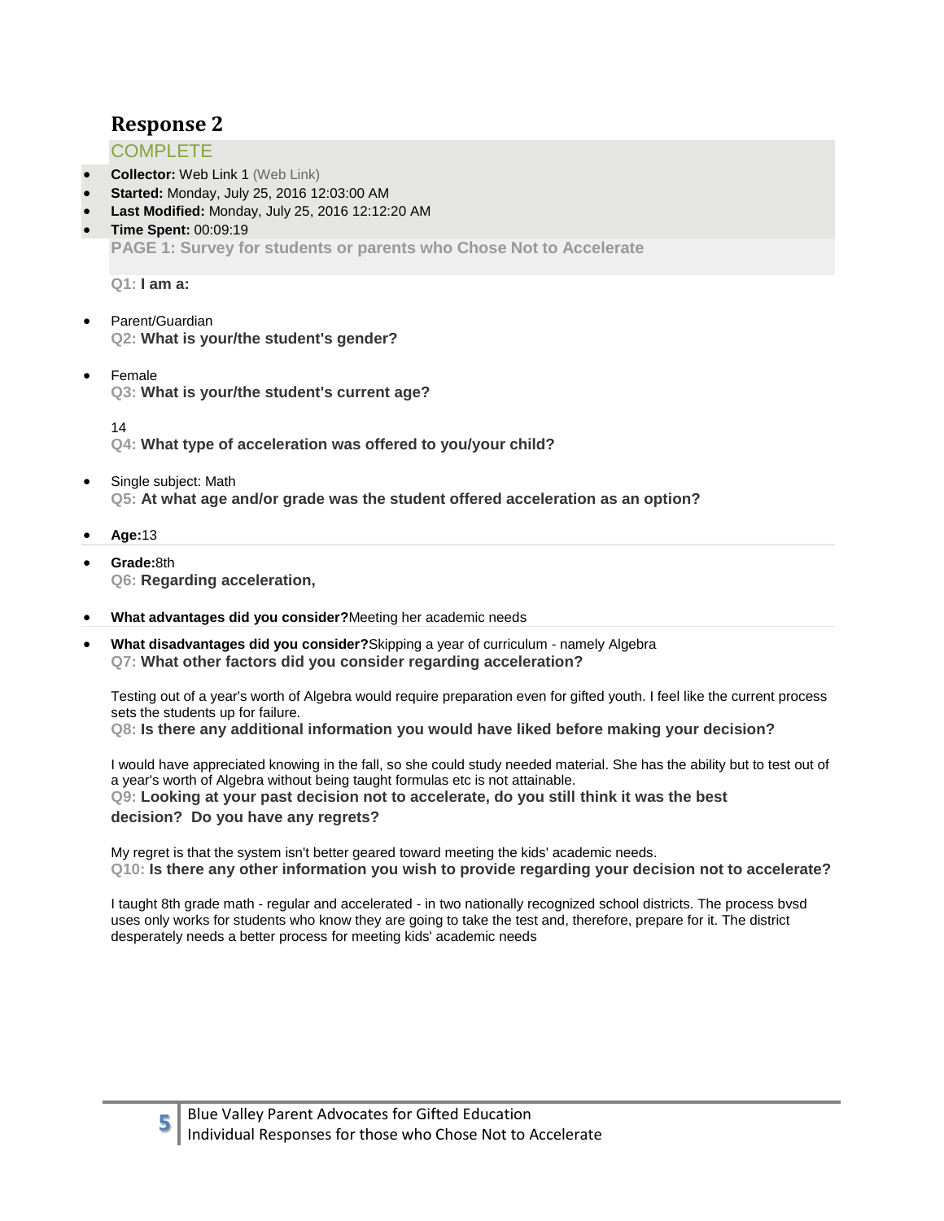# Response 2

COMPLETE

- **Collector:** Web Link 1 (Web Link)
- **Started:** Monday, July 25, 2016 12:03:00 AM
- **Last Modified:** Monday, July 25, 2016 12:12:20 AM
- **Time Spent:** 00:09:19

**PAGE 1: Survey for students or parents who Chose Not to Accelerate**

**Q1: I am a:**

- Parent/Guardian

**Q2: What is your/the student's gender?**

- Female

**Q3: What is your/the student's current age?**

14

**Q4: What type of acceleration was offered to you/your child?**

- Single subject: Math

**Q5: At what age and/or grade was the student offered acceleration as an option?**

- **Age:**13
- **Grade:**8th

**Q6: Regarding acceleration,**

- **What advantages did you consider?**Meeting her academic needs
- **What disadvantages did you consider?**Skipping a year of curriculum - namely Algebra

**Q7: What other factors did you consider regarding acceleration?**

Testing out of a year's worth of Algebra would require preparation even for gifted youth. I feel like the current process sets the students up for failure.

**Q8: Is there any additional information you would have liked before making your decision?**

I would have appreciated knowing in the fall, so she could study needed material. She has the ability but to test out of a year's worth of Algebra without being taught formulas etc is not attainable.

**Q9: Looking at your past decision not to accelerate, do you still think it was the best decision? Do you have any regrets?**

My regret is that the system isn't better geared toward meeting the kids' academic needs.

**Q10: Is there any other information you wish to provide regarding your decision not to accelerate?**

I taught 8th grade math - regular and accelerated - in two nationally recognized school districts. The process bvsd uses only works for students who know they are going to take the test and, therefore, prepare for it. The district desperately needs a better process for meeting kids' academic needs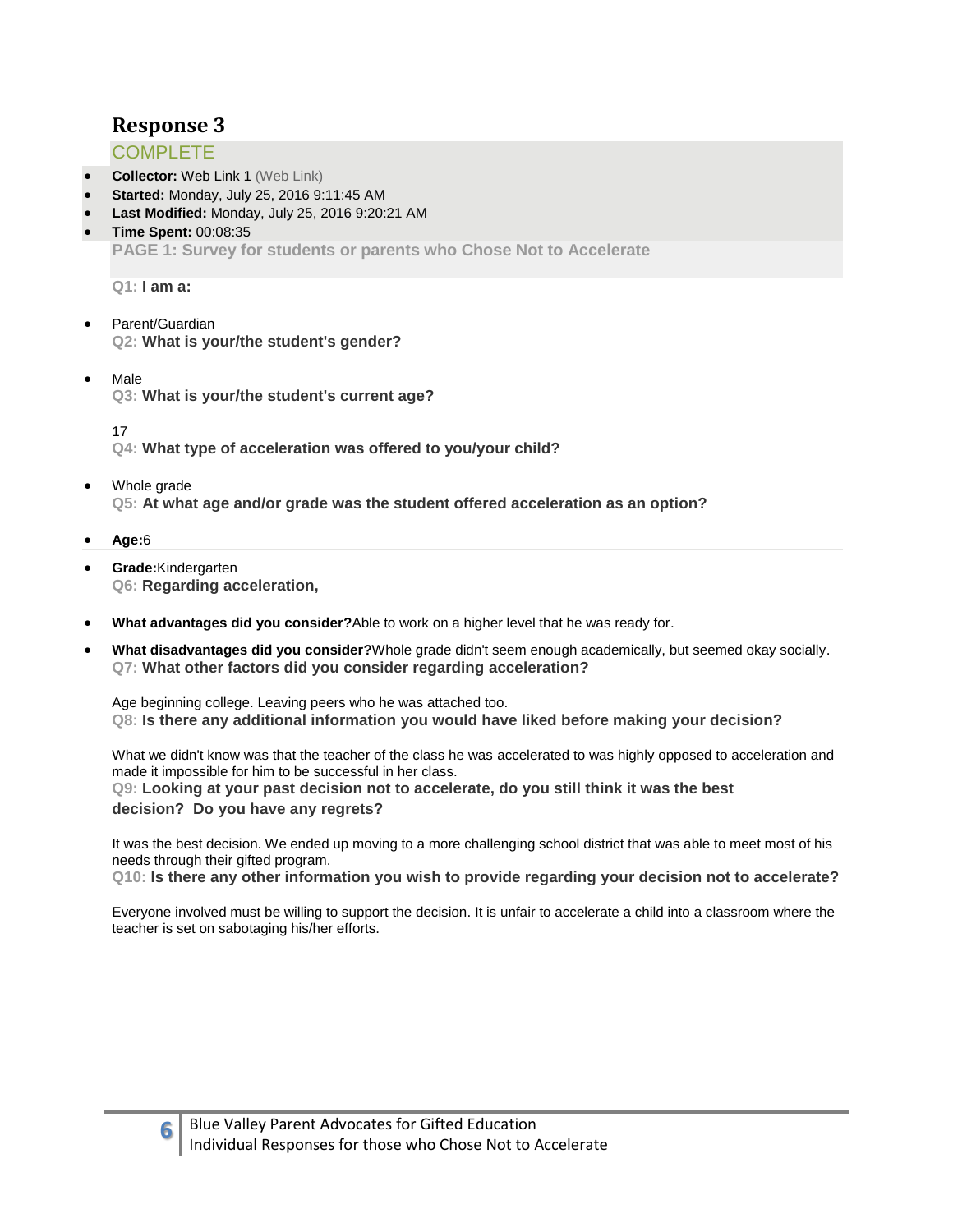## Response 3

COMPLETE

- **Collector:** Web Link 1 (Web Link)
- **Started:** Monday, July 25, 2016 9:11:45 AM
- **Last Modified:** Monday, July 25, 2016 9:20:21 AM
- **Time Spent:** 00:08:35

**PAGE 1: Survey for students or parents who Chose Not to Accelerate**

**Q1: I am a:**

- Parent/Guardian

**Q2: What is your/the student's gender?**

- Male

**Q3: What is your/the student's current age?**

17

**Q4: What type of acceleration was offered to you/your child?**

- Whole grade

**Q5: At what age and/or grade was the student offered acceleration as an option?**

- **Age:**6
- **Grade:**Kindergarten

**Q6: Regarding acceleration,**

- **What advantages did you consider?**Able to work on a higher level that he was ready for.
- **What disadvantages did you consider?**Whole grade didn't seem enough academically, but seemed okay socially.

**Q7: What other factors did you consider regarding acceleration?**

Age beginning college. Leaving peers who he was attached too.

**Q8: Is there any additional information you would have liked before making your decision?**

What we didn't know was that the teacher of the class he was accelerated to was highly opposed to acceleration and made it impossible for him to be successful in her class.

**Q9: Looking at your past decision not to accelerate, do you still think it was the best decision? Do you have any regrets?**

It was the best decision. We ended up moving to a more challenging school district that was able to meet most of his needs through their gifted program.

**Q10: Is there any other information you wish to provide regarding your decision not to accelerate?**

Everyone involved must be willing to support the decision. It is unfair to accelerate a child into a classroom where the teacher is set on sabotaging his/her efforts.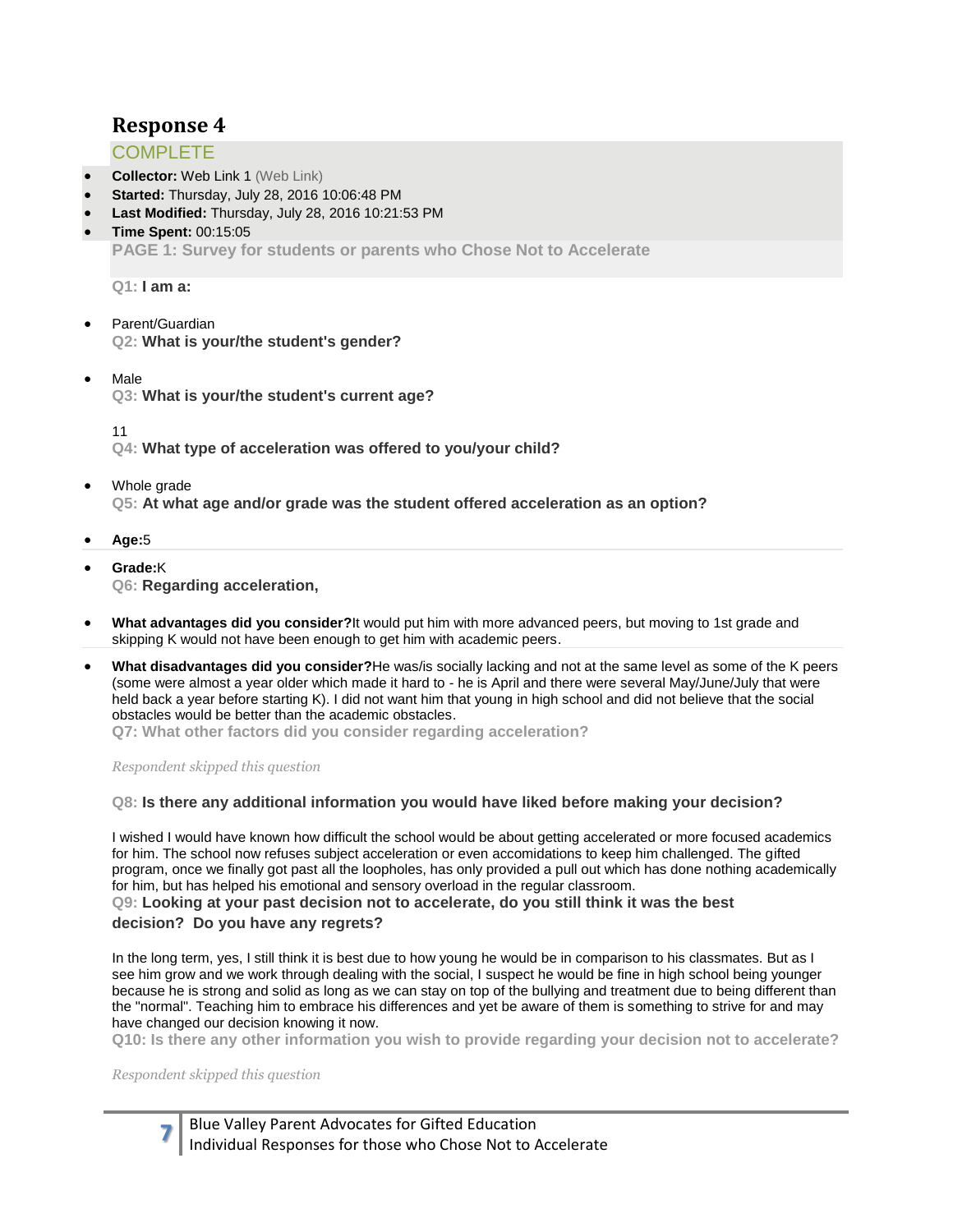## Response 4

COMPLETE

- **Collector:** Web Link 1 (Web Link)
- **Started:** Thursday, July 28, 2016 10:06:48 PM
- **Last Modified:** Thursday, July 28, 2016 10:21:53 PM
- **Time Spent:** 00:15:05

**PAGE 1: Survey for students or parents who Chose Not to Accelerate**

**Q1: I am a:**

- Parent/Guardian

**Q2: What is your/the student's gender?**

- Male

**Q3: What is your/the student's current age?**

11

**Q4: What type of acceleration was offered to you/your child?**

- Whole grade

**Q5: At what age and/or grade was the student offered acceleration as an option?**

- **Age:**5
- **Grade:**K

**Q6: Regarding acceleration,**

- **What advantages did you consider?**It would put him with more advanced peers, but moving to 1st grade and skipping K would not have been enough to get him with academic peers.
- **What disadvantages did you consider?**He was/is socially lacking and not at the same level as some of the K peers (some were almost a year older which made it hard to - he is April and there were several May/June/July that were held back a year before starting K). I did not want him that young in high school and did not believe that the social obstacles would be better than the academic obstacles.

**Q7: What other factors did you consider regarding acceleration?**

*Respondent skipped this question*

**Q8: Is there any additional information you would have liked before making your decision?**

I wished I would have known how difficult the school would be about getting accelerated or more focused academics for him. The school now refuses subject acceleration or even accomidations to keep him challenged. The gifted program, once we finally got past all the loopholes, has only provided a pull out which has done nothing academically for him, but has helped his emotional and sensory overload in the regular classroom.

**Q9: Looking at your past decision not to accelerate, do you still think it was the best decision? Do you have any regrets?**

In the long term, yes, I still think it is best due to how young he would be in comparison to his classmates. But as I see him grow and we work through dealing with the social, I suspect he would be fine in high school being younger because he is strong and solid as long as we can stay on top of the bullying and treatment due to being different than the "normal". Teaching him to embrace his differences and yet be aware of them is something to strive for and may have changed our decision knowing it now.

**Q10: Is there any other information you wish to provide regarding your decision not to accelerate?**

*Respondent skipped this question*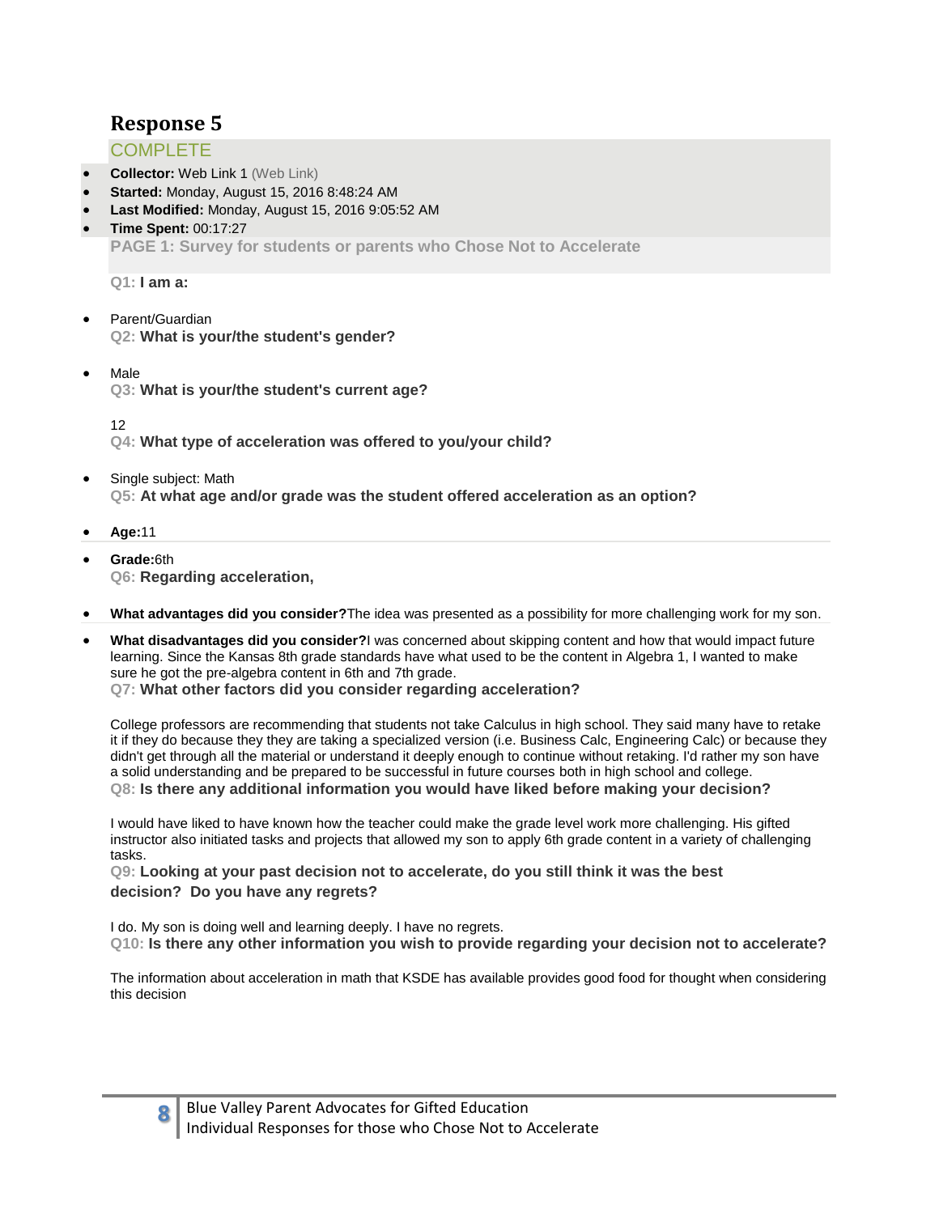## Response 5

COMPLETE

- **Collector:** Web Link 1 (Web Link)
- **Started:** Monday, August 15, 2016 8:48:24 AM
- **Last Modified:** Monday, August 15, 2016 9:05:52 AM
- **Time Spent:** 00:17:27

**PAGE 1: Survey for students or parents who Chose Not to Accelerate**

**Q1: I am a:**

- Parent/Guardian

**Q2: What is your/the student's gender?**

- Male

**Q3: What is your/the student's current age?**

12

**Q4: What type of acceleration was offered to you/your child?**

- Single subject: Math

**Q5: At what age and/or grade was the student offered acceleration as an option?**

- **Age:** 11
- **Grade:** 6th

**Q6: Regarding acceleration,**

- **What advantages did you consider?** The idea was presented as a possibility for more challenging work for my son.
- **What disadvantages did you consider?** I was concerned about skipping content and how that would impact future learning. Since the Kansas 8th grade standards have what used to be the content in Algebra 1, I wanted to make sure he got the pre-algebra content in 6th and 7th grade.

**Q7: What other factors did you consider regarding acceleration?**

College professors are recommending that students not take Calculus in high school. They said many have to retake it if they do because they they are taking a specialized version (i.e. Business Calc, Engineering Calc) or because they didn't get through all the material or understand it deeply enough to continue without retaking. I'd rather my son have a solid understanding and be prepared to be successful in future courses both in high school and college.

**Q8: Is there any additional information you would have liked before making your decision?**

I would have liked to have known how the teacher could make the grade level work more challenging. His gifted instructor also initiated tasks and projects that allowed my son to apply 6th grade content in a variety of challenging tasks.

**Q9: Looking at your past decision not to accelerate, do you still think it was the best decision? Do you have any regrets?**

I do. My son is doing well and learning deeply. I have no regrets.

**Q10: Is there any other information you wish to provide regarding your decision not to accelerate?**

The information about acceleration in math that KSDE has available provides good food for thought when considering this decision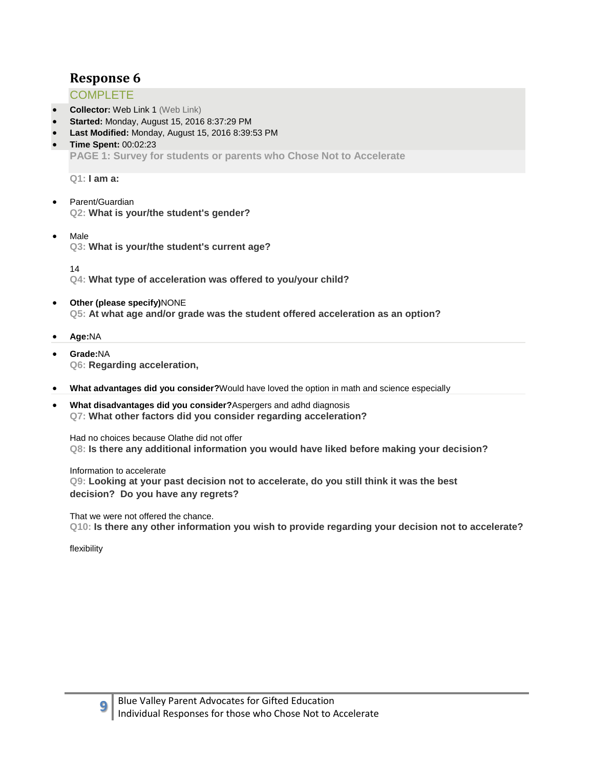# Response 6

COMPLETE

- **Collector:** Web Link 1 (Web Link)
- **Started:** Monday, August 15, 2016 8:37:29 PM
- **Last Modified:** Monday, August 15, 2016 8:39:53 PM
- **Time Spent:** 00:02:23

**PAGE 1: Survey for students or parents who Chose Not to Accelerate**

**Q1: I am a:**

- Parent/Guardian

**Q2: What is your/the student's gender?**

- Male

**Q3: What is your/the student's current age?**

14

**Q4: What type of acceleration was offered to you/your child?**

- **Other (please specify)**NONE

**Q5: At what age and/or grade was the student offered acceleration as an option?**

- **Age:**NA
- **Grade:**NA

**Q6: Regarding acceleration,**

- **What advantages did you consider?**Would have loved the option in math and science especially
- **What disadvantages did you consider?**Aspergers and adhd diagnosis

**Q7: What other factors did you consider regarding acceleration?**

Had no choices because Olathe did not offer

**Q8: Is there any additional information you would have liked before making your decision?**

Information to accelerate

**Q9: Looking at your past decision not to accelerate, do you still think it was the best decision? Do you have any regrets?**

That we were not offered the chance.

**Q10: Is there any other information you wish to provide regarding your decision not to accelerate?**

flexibility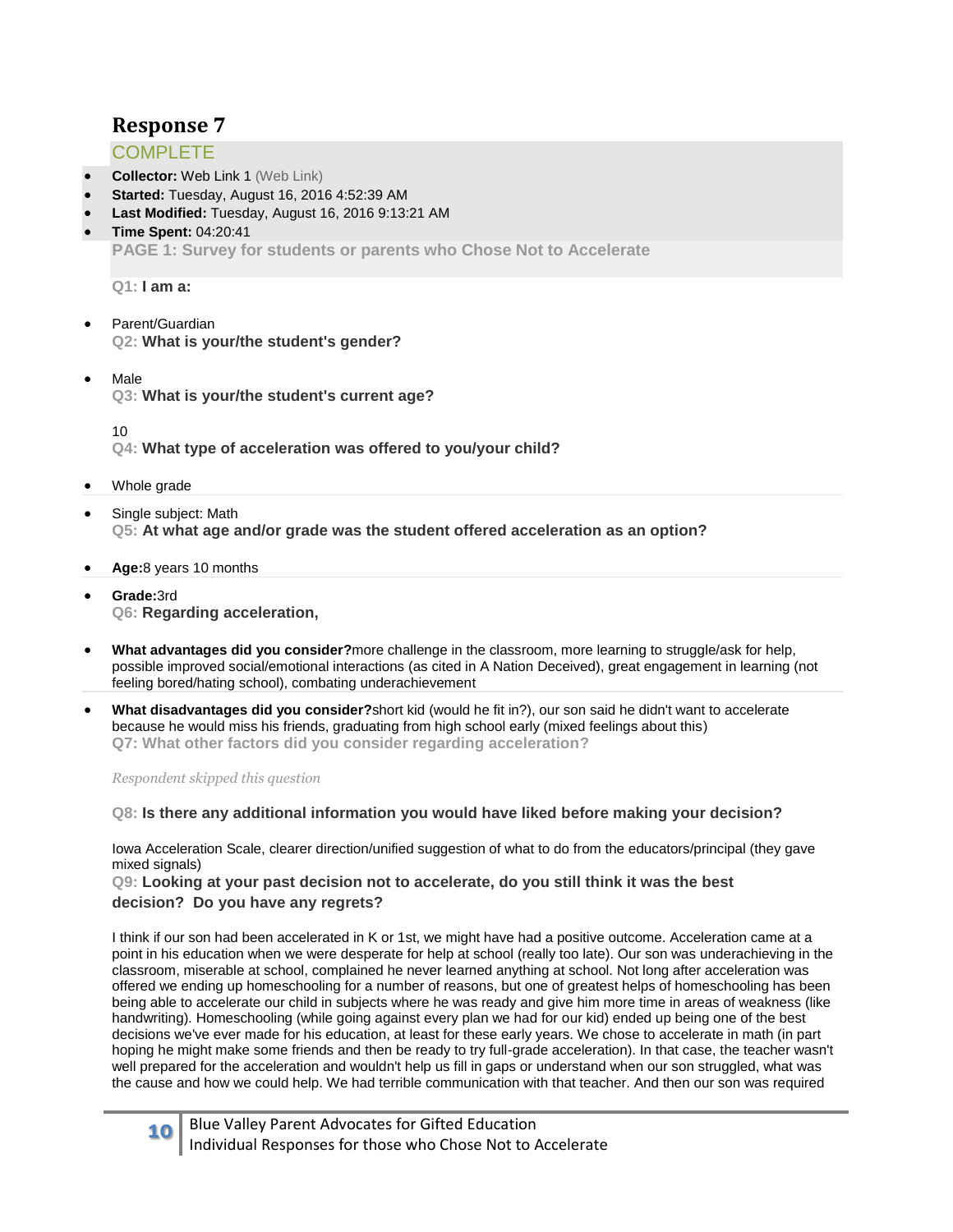## Response 7

COMPLETE

- **Collector:** Web Link 1 (Web Link)
- **Started:** Tuesday, August 16, 2016 4:52:39 AM
- **Last Modified:** Tuesday, August 16, 2016 9:13:21 AM
- **Time Spent:** 04:20:41

**PAGE 1: Survey for students or parents who Chose Not to Accelerate**

**Q1: I am a:**

- Parent/Guardian

**Q2: What is your/the student's gender?**

- Male

**Q3: What is your/the student's current age?**

10

**Q4: What type of acceleration was offered to you/your child?**

- Whole grade
- Single subject: Math

**Q5: At what age and/or grade was the student offered acceleration as an option?**

- **Age:** 8 years 10 months
- **Grade:** 3rd

**Q6: Regarding acceleration,**

- **What advantages did you consider?** more challenge in the classroom, more learning to struggle/ask for help, possible improved social/emotional interactions (as cited in A Nation Deceived), great engagement in learning (not feeling bored/hating school), combating underachievement
- **What disadvantages did you consider?** short kid (would he fit in?), our son said he didn't want to accelerate because he would miss his friends, graduating from high school early (mixed feelings about this)

**Q7: What other factors did you consider regarding acceleration?**

*Respondent skipped this question*

**Q8: Is there any additional information you would have liked before making your decision?**

Iowa Acceleration Scale, clearer direction/unified suggestion of what to do from the educators/principal (they gave mixed signals)

**Q9: Looking at your past decision not to accelerate, do you still think it was the best decision? Do you have any regrets?**

I think if our son had been accelerated in K or 1st, we might have had a positive outcome. Acceleration came at a point in his education when we were desperate for help at school (really too late). Our son was underachieving in the classroom, miserable at school, complained he never learned anything at school. Not long after acceleration was offered we ending up homeschooling for a number of reasons, but one of greatest helps of homeschooling has been being able to accelerate our child in subjects where he was ready and give him more time in areas of weakness (like handwriting). Homeschooling (while going against every plan we had for our kid) ended up being one of the best decisions we've ever made for his education, at least for these early years. We chose to accelerate in math (in part hoping he might make some friends and then be ready to try full-grade acceleration). In that case, the teacher wasn't well prepared for the acceleration and wouldn't help us fill in gaps or understand when our son struggled, what was the cause and how we could help. We had terrible communication with that teacher. And then our son was required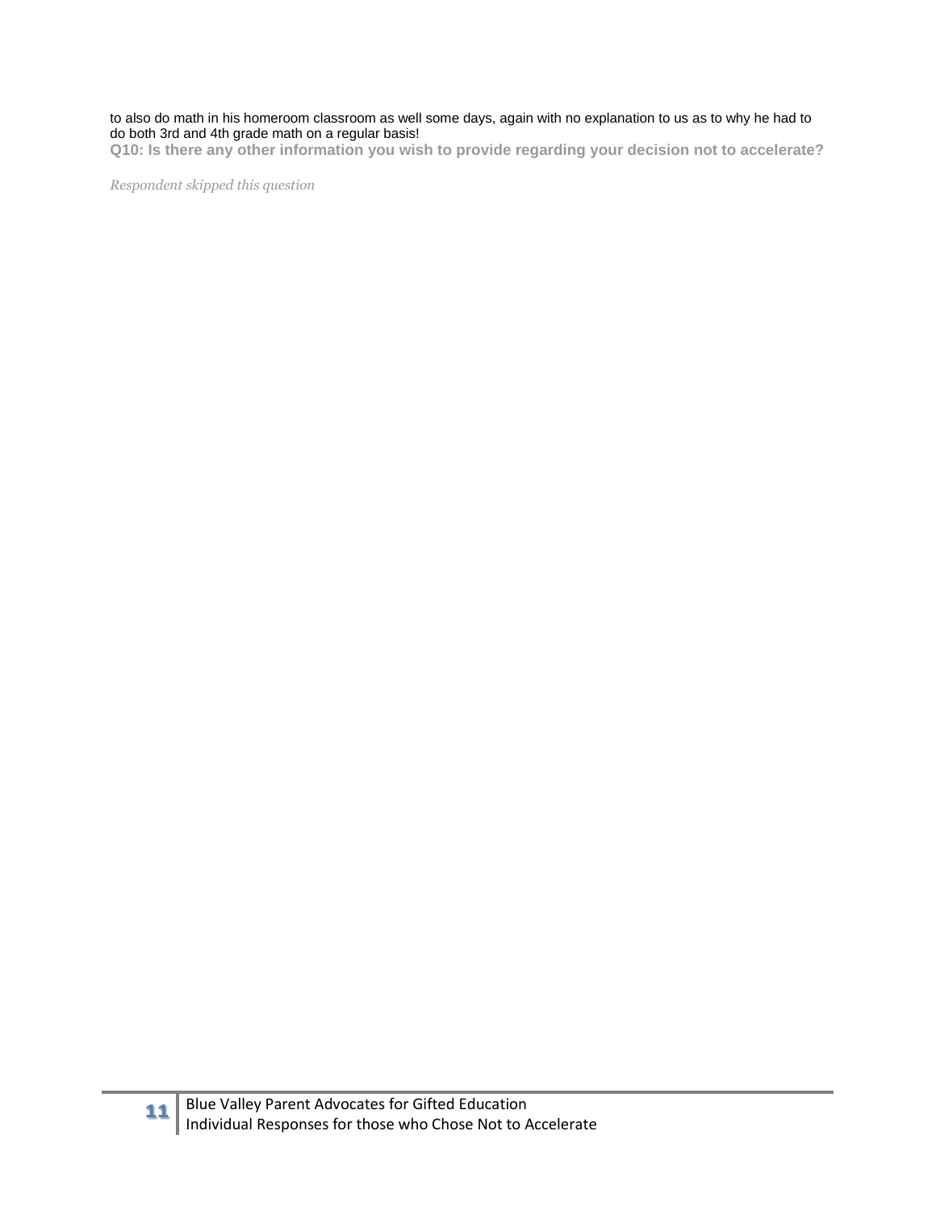to also do math in his homeroom classroom as well some days, again with no explanation to us as to why he had to do both 3rd and 4th grade math on a regular basis!

**Q10: Is there any other information you wish to provide regarding your decision not to accelerate?**

*Respondent skipped this question*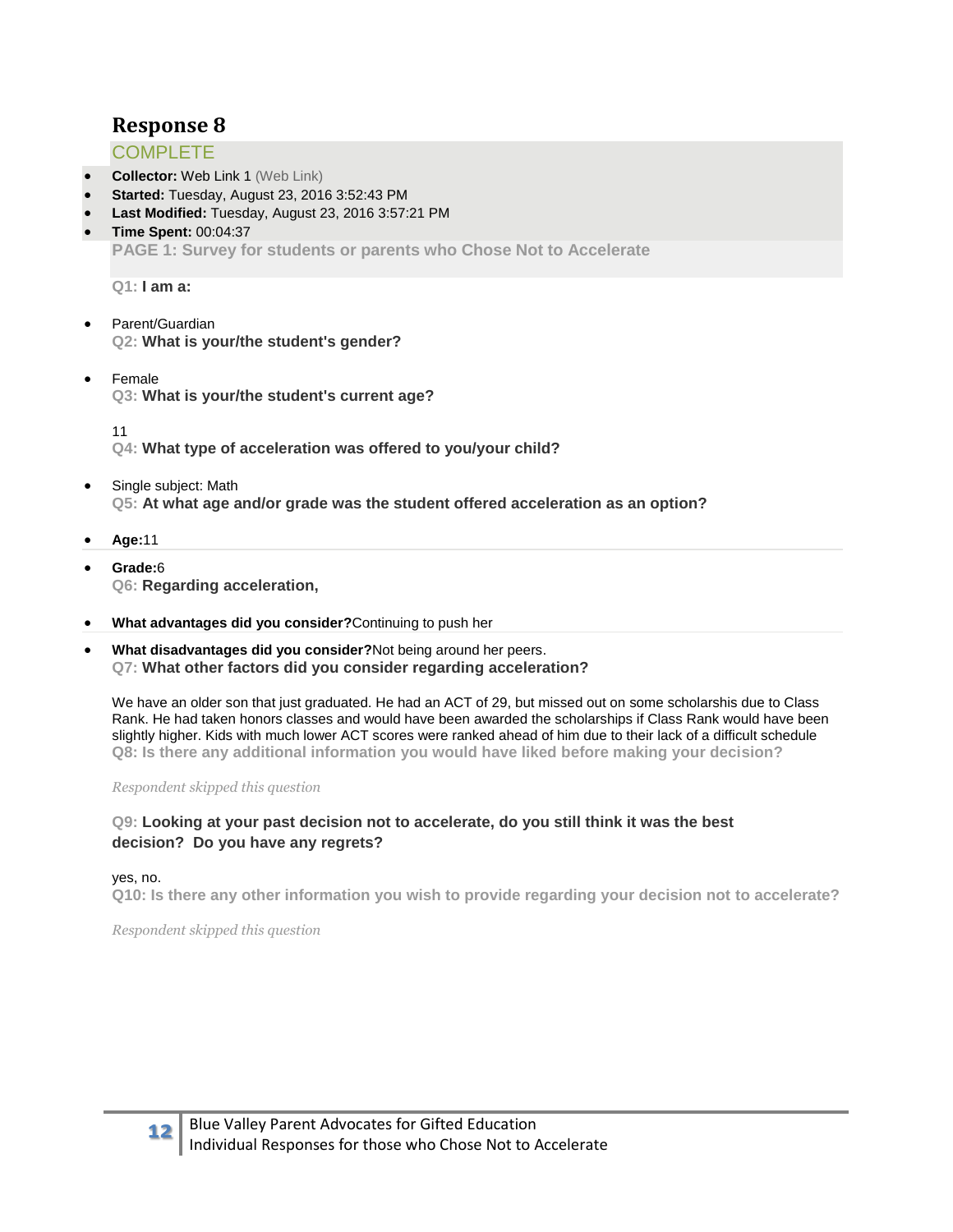## Response 8

COMPLETE

- **Collector:** Web Link 1 (Web Link)
- **Started:** Tuesday, August 23, 2016 3:52:43 PM
- **Last Modified:** Tuesday, August 23, 2016 3:57:21 PM
- **Time Spent:** 00:04:37

**PAGE 1: Survey for students or parents who Chose Not to Accelerate**

**Q1: I am a:**

- Parent/Guardian

**Q2: What is your/the student's gender?**

- Female

**Q3: What is your/the student's current age?**

11

**Q4: What type of acceleration was offered to you/your child?**

- Single subject: Math

**Q5: At what age and/or grade was the student offered acceleration as an option?**

- **Age:**11
- **Grade:**6

**Q6: Regarding acceleration,**

- **What advantages did you consider?**Continuing to push her
- **What disadvantages did you consider?**Not being around her peers.

**Q7: What other factors did you consider regarding acceleration?**

We have an older son that just graduated. He had an ACT of 29, but missed out on some scholarshis due to Class Rank. He had taken honors classes and would have been awarded the scholarships if Class Rank would have been slightly higher. Kids with much lower ACT scores were ranked ahead of him due to their lack of a difficult schedule

**Q8: Is there any additional information you would have liked before making your decision?**

*Respondent skipped this question*

**Q9: Looking at your past decision not to accelerate, do you still think it was the best decision? Do you have any regrets?**

yes, no.

**Q10: Is there any other information you wish to provide regarding your decision not to accelerate?**

*Respondent skipped this question*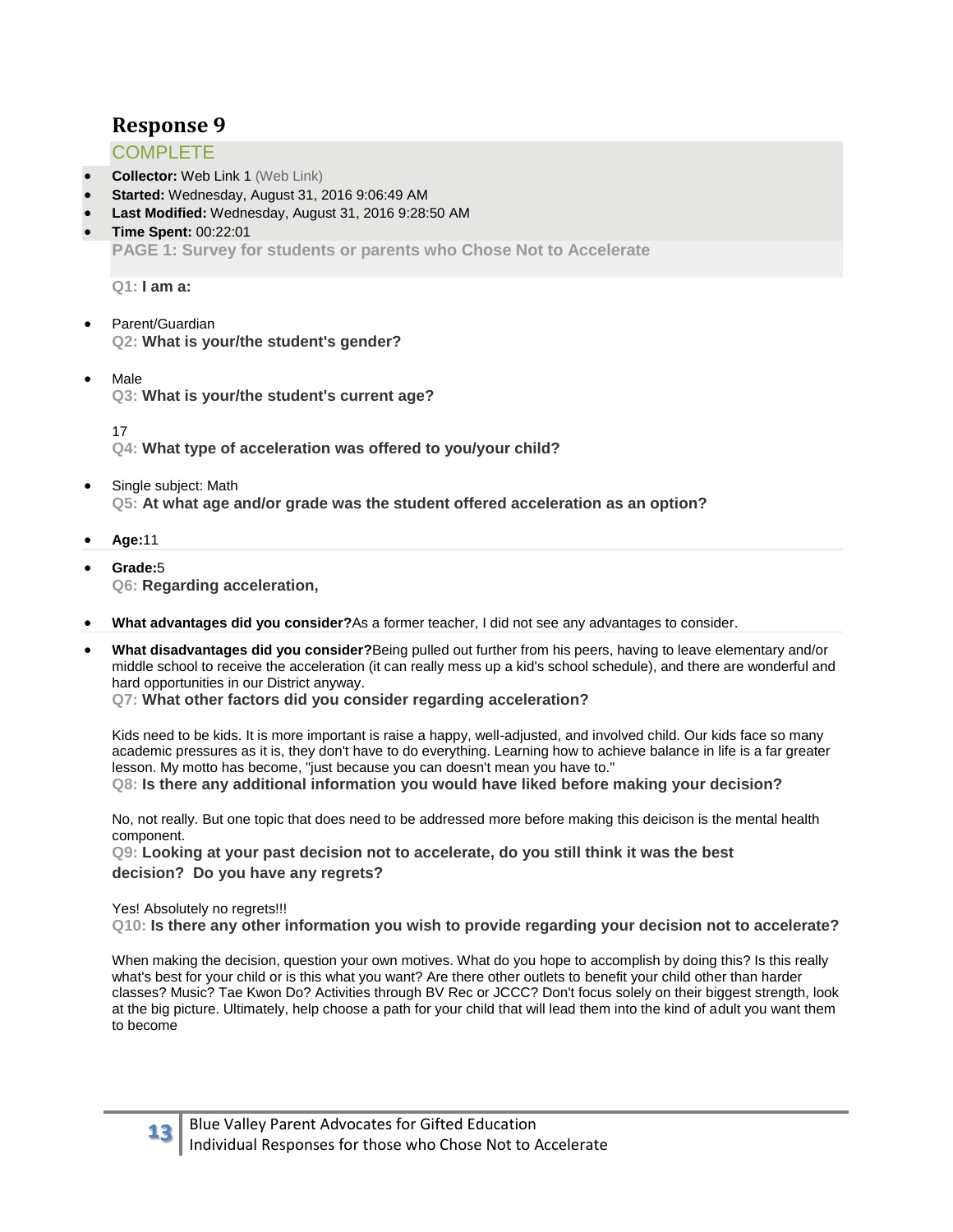## Response 9

COMPLETE

- **Collector:** Web Link 1 (Web Link)
- **Started:** Wednesday, August 31, 2016 9:06:49 AM
- **Last Modified:** Wednesday, August 31, 2016 9:28:50 AM
- **Time Spent:** 00:22:01

**PAGE 1: Survey for students or parents who Chose Not to Accelerate**

**Q1: I am a:**

- Parent/Guardian

**Q2: What is your/the student's gender?**

- Male

**Q3: What is your/the student's current age?**

17

**Q4: What type of acceleration was offered to you/your child?**

- Single subject: Math

**Q5: At what age and/or grade was the student offered acceleration as an option?**

- **Age:**11
- **Grade:**5

**Q6: Regarding acceleration,**

- **What advantages did you consider?**As a former teacher, I did not see any advantages to consider.
- **What disadvantages did you consider?**Being pulled out further from his peers, having to leave elementary and/or middle school to receive the acceleration (it can really mess up a kid's school schedule), and there are wonderful and hard opportunities in our District anyway.

**Q7: What other factors did you consider regarding acceleration?**

Kids need to be kids. It is more important is raise a happy, well-adjusted, and involved child. Our kids face so many academic pressures as it is, they don't have to do everything. Learning how to achieve balance in life is a far greater lesson. My motto has become, "just because you can doesn't mean you have to."

**Q8: Is there any additional information you would have liked before making your decision?**

No, not really. But one topic that does need to be addressed more before making this deicison is the mental health component.

**Q9: Looking at your past decision not to accelerate, do you still think it was the best decision? Do you have any regrets?**

Yes! Absolutely no regrets!!!

**Q10: Is there any other information you wish to provide regarding your decision not to accelerate?**

When making the decision, question your own motives. What do you hope to accomplish by doing this? Is this really what's best for your child or is this what you want? Are there other outlets to benefit your child other than harder classes? Music? Tae Kwon Do? Activities through BV Rec or JCCC? Don't focus solely on their biggest strength, look at the big picture. Ultimately, help choose a path for your child that will lead them into the kind of adult you want them to become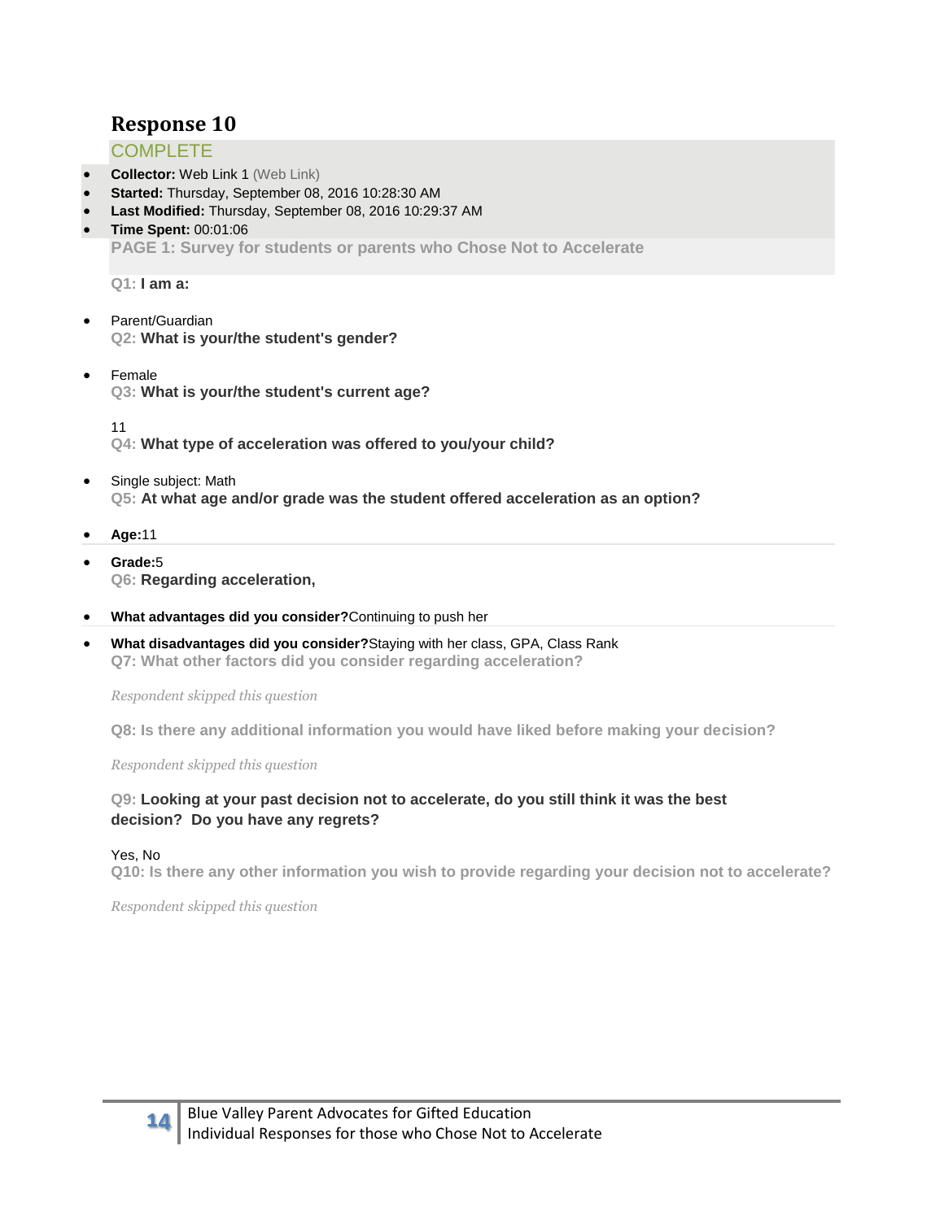## Response 10

COMPLETE

- **Collector:** Web Link 1 (Web Link)
- **Started:** Thursday, September 08, 2016 10:28:30 AM
- **Last Modified:** Thursday, September 08, 2016 10:29:37 AM
- **Time Spent:** 00:01:06

**PAGE 1: Survey for students or parents who Chose Not to Accelerate**

**Q1: I am a:**

- Parent/Guardian

**Q2: What is your/the student's gender?**

- Female

**Q3: What is your/the student's current age?**

11

**Q4: What type of acceleration was offered to you/your child?**

- Single subject: Math

**Q5: At what age and/or grade was the student offered acceleration as an option?**

- **Age:**11
- **Grade:**5

**Q6: Regarding acceleration,**

- **What advantages did you consider?**Continuing to push her
- **What disadvantages did you consider?**Staying with her class, GPA, Class Rank

**Q7: What other factors did you consider regarding acceleration?**

*Respondent skipped this question*

**Q8: Is there any additional information you would have liked before making your decision?**

*Respondent skipped this question*

**Q9: Looking at your past decision not to accelerate, do you still think it was the best decision? Do you have any regrets?**

Yes, No

**Q10: Is there any other information you wish to provide regarding your decision not to accelerate?**

*Respondent skipped this question*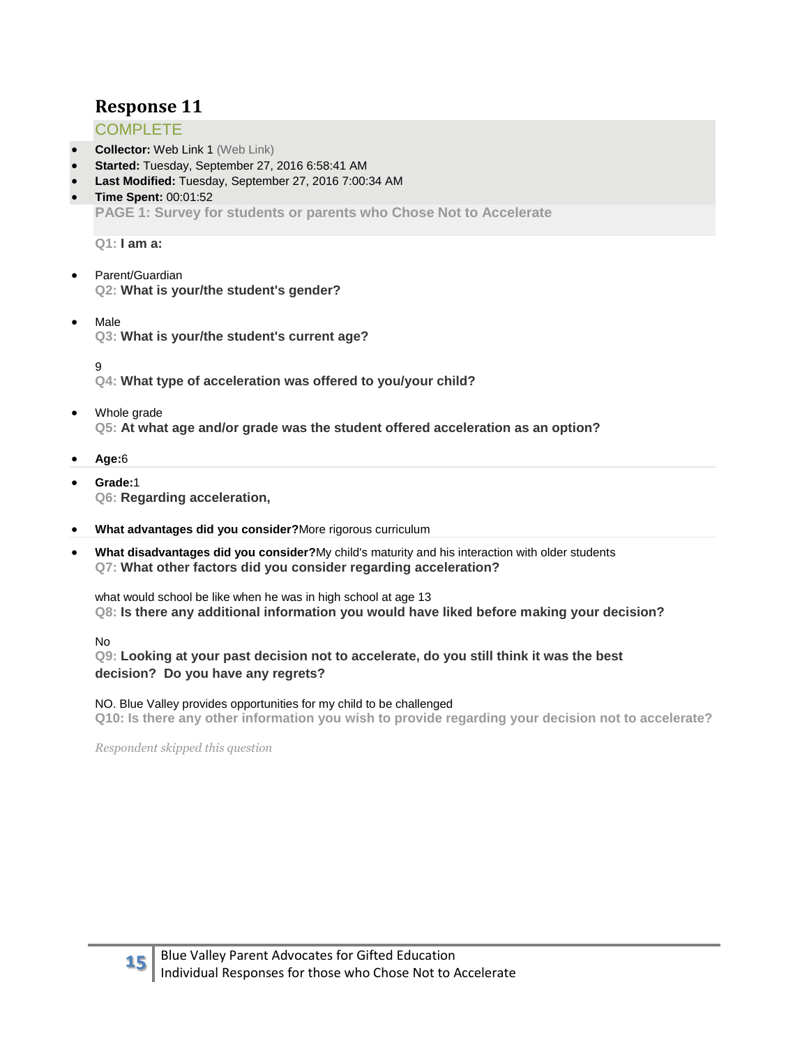# Response 11

COMPLETE

- **Collector:** Web Link 1 (Web Link)
- **Started:** Tuesday, September 27, 2016 6:58:41 AM
- **Last Modified:** Tuesday, September 27, 2016 7:00:34 AM
- **Time Spent:** 00:01:52

**PAGE 1: Survey for students or parents who Chose Not to Accelerate**

**Q1: I am a:**

- Parent/Guardian

**Q2: What is your/the student's gender?**

- Male

**Q3: What is your/the student's current age?**

9

**Q4: What type of acceleration was offered to you/your child?**

- Whole grade

**Q5: At what age and/or grade was the student offered acceleration as an option?**

- **Age:**6
- **Grade:**1

**Q6: Regarding acceleration,**

- **What advantages did you consider?**More rigorous curriculum
- **What disadvantages did you consider?**My child's maturity and his interaction with older students

**Q7: What other factors did you consider regarding acceleration?**

what would school be like when he was in high school at age 13

**Q8: Is there any additional information you would have liked before making your decision?**

No

**Q9: Looking at your past decision not to accelerate, do you still think it was the best decision? Do you have any regrets?**

NO. Blue Valley provides opportunities for my child to be challenged

**Q10: Is there any other information you wish to provide regarding your decision not to accelerate?**

*Respondent skipped this question*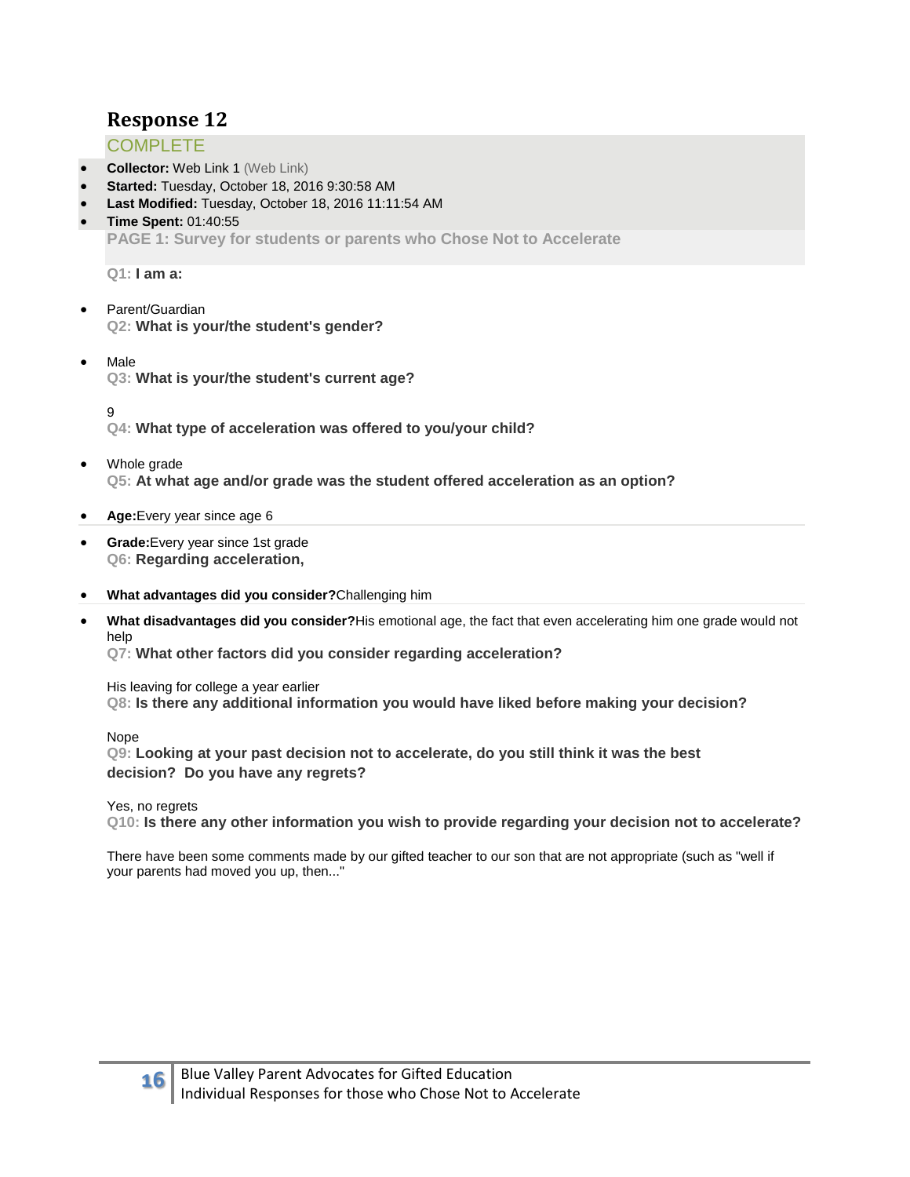## Response 12

COMPLETE

- **Collector:** Web Link 1 (Web Link)
- **Started:** Tuesday, October 18, 2016 9:30:58 AM
- **Last Modified:** Tuesday, October 18, 2016 11:11:54 AM
- **Time Spent:** 01:40:55

**PAGE 1: Survey for students or parents who Chose Not to Accelerate**

**Q1: I am a:**

- Parent/Guardian

**Q2: What is your/the student's gender?**

- Male

**Q3: What is your/the student's current age?**

9

**Q4: What type of acceleration was offered to you/your child?**

- Whole grade

**Q5: At what age and/or grade was the student offered acceleration as an option?**

- **Age:** Every year since age 6
- **Grade:** Every year since 1st grade

**Q6: Regarding acceleration,**

- **What advantages did you consider?** Challenging him
- **What disadvantages did you consider?** His emotional age, the fact that even accelerating him one grade would not help

**Q7: What other factors did you consider regarding acceleration?**

His leaving for college a year earlier

**Q8: Is there any additional information you would have liked before making your decision?**

Nope

**Q9: Looking at your past decision not to accelerate, do you still think it was the best decision? Do you have any regrets?**

Yes, no regrets

**Q10: Is there any other information you wish to provide regarding your decision not to accelerate?**

There have been some comments made by our gifted teacher to our son that are not appropriate (such as "well if your parents had moved you up, then..."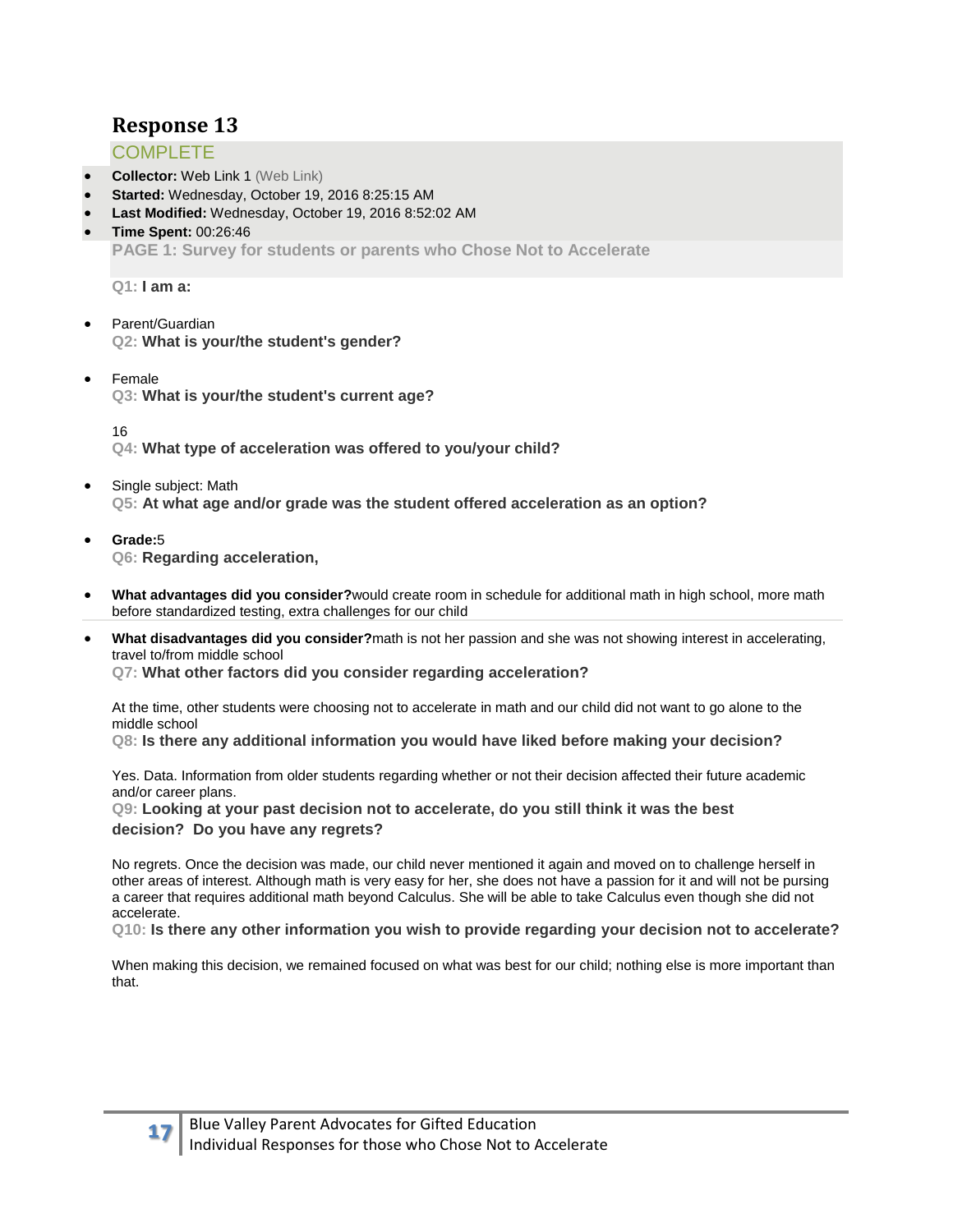## Response 13

COMPLETE

- **Collector:** Web Link 1 (Web Link)
- **Started:** Wednesday, October 19, 2016 8:25:15 AM
- **Last Modified:** Wednesday, October 19, 2016 8:52:02 AM
- **Time Spent:** 00:26:46

**PAGE 1: Survey for students or parents who Chose Not to Accelerate**

**Q1: I am a:**

- Parent/Guardian

**Q2: What is your/the student's gender?**

- Female

**Q3: What is your/the student's current age?**

16

**Q4: What type of acceleration was offered to you/your child?**

- Single subject: Math

**Q5: At what age and/or grade was the student offered acceleration as an option?**

- **Grade:**5

**Q6: Regarding acceleration,**

- **What advantages did you consider?**would create room in schedule for additional math in high school, more math before standardized testing, extra challenges for our child
- **What disadvantages did you consider?**math is not her passion and she was not showing interest in accelerating, travel to/from middle school

**Q7: What other factors did you consider regarding acceleration?**

At the time, other students were choosing not to accelerate in math and our child did not want to go alone to the middle school

**Q8: Is there any additional information you would have liked before making your decision?**

Yes. Data. Information from older students regarding whether or not their decision affected their future academic and/or career plans.

**Q9: Looking at your past decision not to accelerate, do you still think it was the best decision? Do you have any regrets?**

No regrets. Once the decision was made, our child never mentioned it again and moved on to challenge herself in other areas of interest. Although math is very easy for her, she does not have a passion for it and will not be pursing a career that requires additional math beyond Calculus. She will be able to take Calculus even though she did not accelerate.

**Q10: Is there any other information you wish to provide regarding your decision not to accelerate?**

When making this decision, we remained focused on what was best for our child; nothing else is more important than that.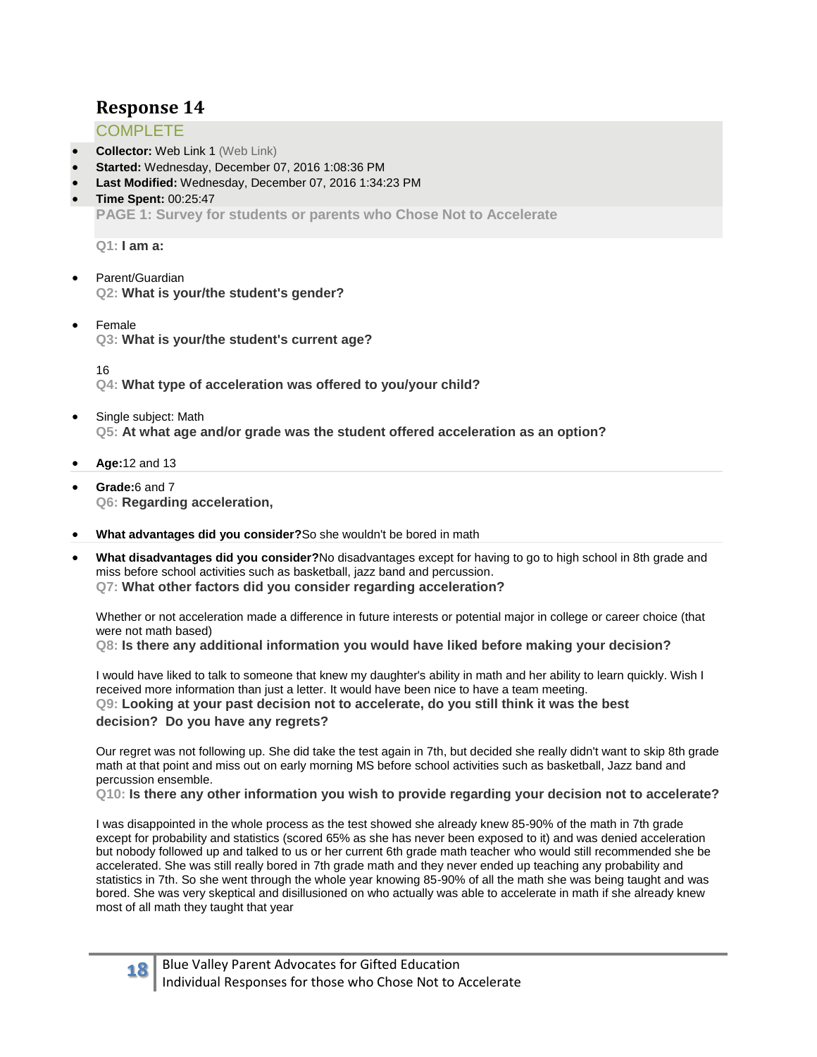## Response 14

COMPLETE

- **Collector:** Web Link 1 (Web Link)
- **Started:** Wednesday, December 07, 2016 1:08:36 PM
- **Last Modified:** Wednesday, December 07, 2016 1:34:23 PM
- **Time Spent:** 00:25:47

**PAGE 1: Survey for students or parents who Chose Not to Accelerate**

**Q1: I am a:**

- Parent/Guardian

**Q2: What is your/the student's gender?**

- Female

**Q3: What is your/the student's current age?**

16

**Q4: What type of acceleration was offered to you/your child?**

- Single subject: Math

**Q5: At what age and/or grade was the student offered acceleration as an option?**

- **Age:**12 and 13
- **Grade:**6 and 7

**Q6: Regarding acceleration,**

- **What advantages did you consider?**So she wouldn't be bored in math
- **What disadvantages did you consider?**No disadvantages except for having to go to high school in 8th grade and miss before school activities such as basketball, jazz band and percussion.

**Q7: What other factors did you consider regarding acceleration?**

Whether or not acceleration made a difference in future interests or potential major in college or career choice (that were not math based)

**Q8: Is there any additional information you would have liked before making your decision?**

I would have liked to talk to someone that knew my daughter's ability in math and her ability to learn quickly. Wish I received more information than just a letter. It would have been nice to have a team meeting.

**Q9: Looking at your past decision not to accelerate, do you still think it was the best decision? Do you have any regrets?**

Our regret was not following up. She did take the test again in 7th, but decided she really didn't want to skip 8th grade math at that point and miss out on early morning MS before school activities such as basketball, Jazz band and percussion ensemble.

**Q10: Is there any other information you wish to provide regarding your decision not to accelerate?**

I was disappointed in the whole process as the test showed she already knew 85-90% of the math in 7th grade except for probability and statistics (scored 65% as she has never been exposed to it) and was denied acceleration but nobody followed up and talked to us or her current 6th grade math teacher who would still recommended she be accelerated. She was still really bored in 7th grade math and they never ended up teaching any probability and statistics in 7th. So she went through the whole year knowing 85-90% of all the math she was being taught and was bored. She was very skeptical and disillusioned on who actually was able to accelerate in math if she already knew most of all math they taught that year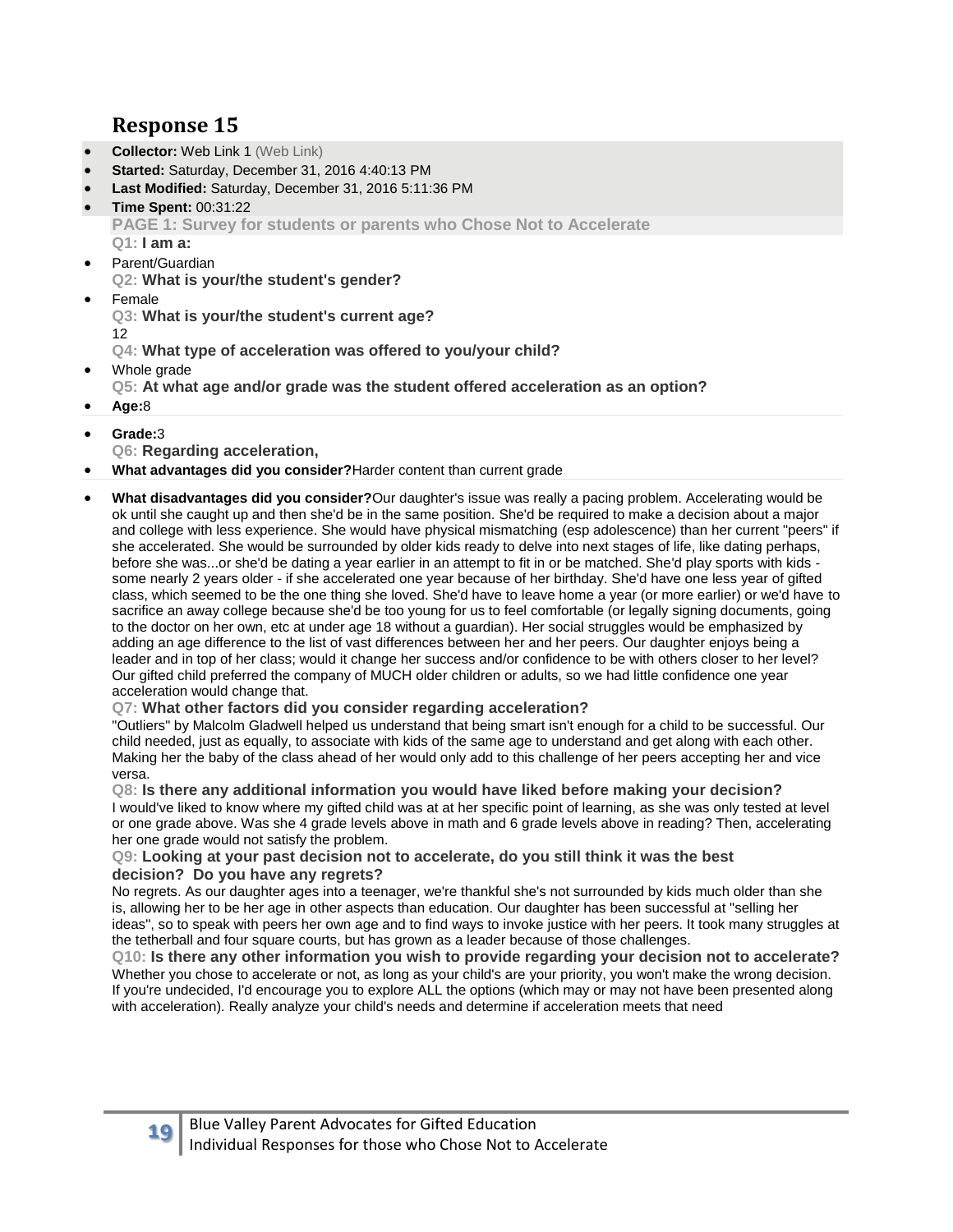## Response 15

- **Collector:** Web Link 1 (Web Link)
- **Started:** Saturday, December 31, 2016 4:40:13 PM
- **Last Modified:** Saturday, December 31, 2016 5:11:36 PM
- **Time Spent:** 00:31:22

**PAGE 1: Survey for students or parents who Chose Not to Accelerate**

**Q1: I am a:**

- Parent/Guardian

**Q2: What is your/the student's gender?**

- Female

**Q3: What is your/the student's current age?**

12

**Q4: What type of acceleration was offered to you/your child?**

- Whole grade

**Q5: At what age and/or grade was the student offered acceleration as an option?**

- **Age:**8
- **Grade:**3

**Q6: Regarding acceleration,**

- **What advantages did you consider?**Harder content than current grade
- **What disadvantages did you consider?**Our daughter's issue was really a pacing problem. Accelerating would be ok until she caught up and then she'd be in the same position. She'd be required to make a decision about a major and college with less experience. She would have physical mismatching (esp adolescence) than her current "peers" if she accelerated. She would be surrounded by older kids ready to delve into next stages of life, like dating perhaps, before she was...or she'd be dating a year earlier in an attempt to fit in or be matched. She'd play sports with kids - some nearly 2 years older - if she accelerated one year because of her birthday. She'd have one less year of gifted class, which seemed to be the one thing she loved. She'd have to leave home a year (or more earlier) or we'd have to sacrifice an away college because she'd be too young for us to feel comfortable (or legally signing documents, going to the doctor on her own, etc at under age 18 without a guardian). Her social struggles would be emphasized by adding an age difference to the list of vast differences between her and her peers. Our daughter enjoys being a leader and in top of her class; would it change her success and/or confidence to be with others closer to her level? Our gifted child preferred the company of MUCH older children or adults, so we had little confidence one year acceleration would change that.

**Q7: What other factors did you consider regarding acceleration?**

"Outliers" by Malcolm Gladwell helped us understand that being smart isn't enough for a child to be successful. Our child needed, just as equally, to associate with kids of the same age to understand and get along with each other. Making her the baby of the class ahead of her would only add to this challenge of her peers accepting her and vice versa.

**Q8: Is there any additional information you would have liked before making your decision?**

I would've liked to know where my gifted child was at at her specific point of learning, as she was only tested at level or one grade above. Was she 4 grade levels above in math and 6 grade levels above in reading? Then, accelerating her one grade would not satisfy the problem.

**Q9: Looking at your past decision not to accelerate, do you still think it was the best decision? Do you have any regrets?**

No regrets. As our daughter ages into a teenager, we're thankful she's not surrounded by kids much older than she is, allowing her to be her age in other aspects than education. Our daughter has been successful at "selling her ideas", so to speak with peers her own age and to find ways to invoke justice with her peers. It took many struggles at the tetherball and four square courts, but has grown as a leader because of those challenges.

**Q10: Is there any other information you wish to provide regarding your decision not to accelerate?**

Whether you chose to accelerate or not, as long as your child's are your priority, you won't make the wrong decision. If you're undecided, I'd encourage you to explore ALL the options (which may or may not have been presented along with acceleration). Really analyze your child's needs and determine if acceleration meets that need